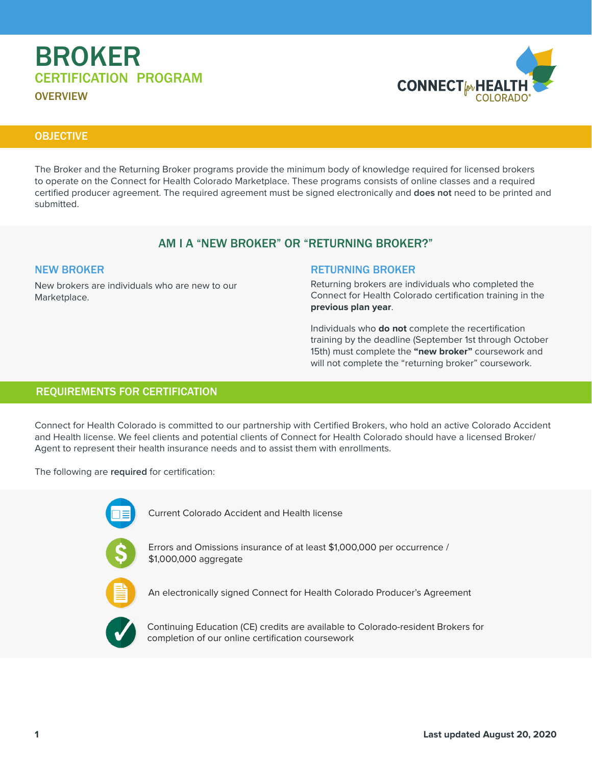# BROKER

## CERTIFICATION PROGRAM

### OVERVIEW

## OBJECTIVE

The Broker and the Returning Broker programs provide the minimum body of knowledge required for licensed brokers to operate on the Connect for Health Colorado Marketplace. These programs consists of online classes and a required certified producer agreement. The required agreement must be signed electronically and **does not** need to be printed and submitted.

## AM I A "NEW BROKER" OR "RETURNING BROKER?"

### NEW BROKER

New brokers are individuals who are new to our Marketplace.

### RETURNING BROKER

Returning brokers are individuals who completed the Connect for Health Colorado certification training in the **previous plan year**.

Individuals who **do not** complete the recertification training by the deadline (September 1st through October 15th) must complete the **"new broker"** coursework and will not complete the "returning broker" coursework.

## REQUIREMENTS FOR CERTIFICATION

Connect for Health Colorado is committed to our partnership with Certified Brokers, who hold an active Colorado Accident and Health license. We feel clients and potential clients of Connect for Health Colorado should have a licensed Broker/ Agent to represent their health insurance needs and to assist them with enrollments.

The following are **required** for certification:

- Current Colorado Accident and Health license
- Errors and Omissions insurance of at least $1,000,000 per occurrence / $1,000,000 aggregate
- An electronically signed Connect for Health Colorado Producer's Agreement
- Continuing Education (CE) credits are available to Colorado-resident Brokers for completion of our online certification coursework

Last updated August 20, 2020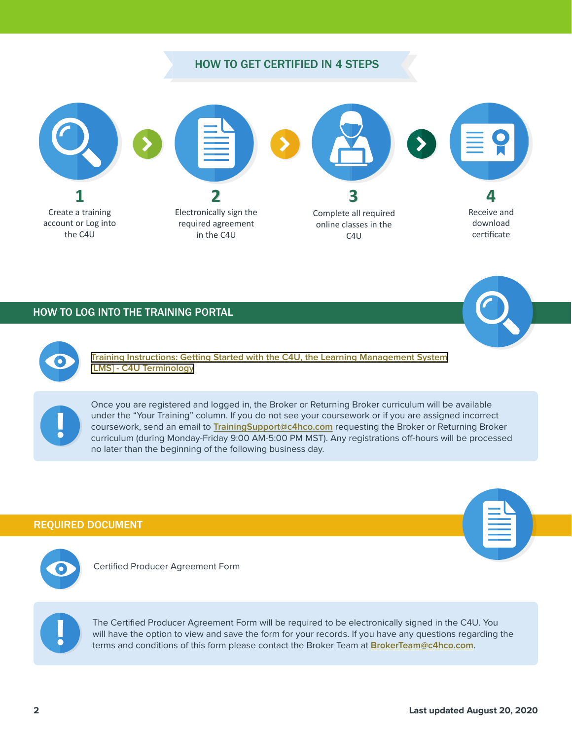## HOW TO GET CERTIFIED IN 4 STEPS

1. Create a training account or Log into the C4U
2. Electronically sign the required agreement in the C4U
3. Complete all required online classes in the C4U
4. Receive and download certificate

## HOW TO LOG INTO THE TRAINING PORTAL

Training Instructions: Getting Started with the C4U, the Learning Management System [LMS] - C4U Terminology

Once you are registered and logged in, the Broker or Returning Broker curriculum will be available under the "Your Training" column. If you do not see your coursework or if you are assigned incorrect coursework, send an email to TrainingSupport@c4hco.com requesting the Broker or Returning Broker curriculum (during Monday-Friday 9:00 AM-5:00 PM MST). Any registrations off-hours will be processed no later than the beginning of the following business day.

## REQUIRED DOCUMENT

Certified Producer Agreement Form

The Certified Producer Agreement Form will be required to be electronically signed in the C4U. You will have the option to view and save the form for your records. If you have any questions regarding the terms and conditions of this form please contact the Broker Team at BrokerTeam@c4hco.com.

Last updated August 20, 2020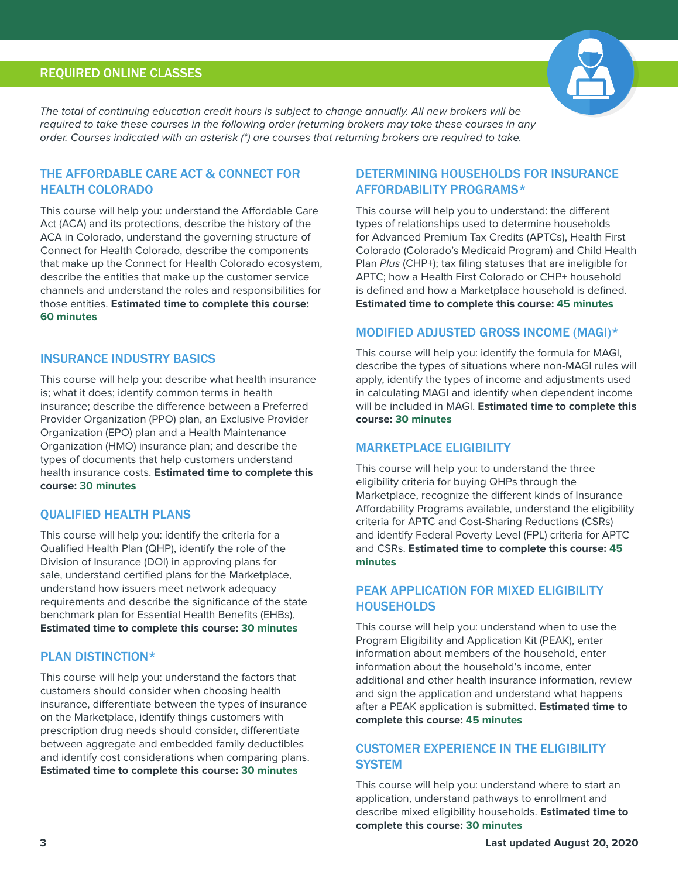## REQUIRED ONLINE CLASSES

*The total of continuing education credit hours is subject to change annually. All new brokers will be required to take these courses in the following order (returning brokers may take these courses in any order. Courses indicated with an asterisk (*) are courses that returning brokers are required to take.*

### THE AFFORDABLE CARE ACT & CONNECT FOR HEALTH COLORADO

This course will help you: understand the Affordable Care Act (ACA) and its protections, describe the history of the ACA in Colorado, understand the governing structure of Connect for Health Colorado, describe the components that make up the Connect for Health Colorado ecosystem, describe the entities that make up the customer service channels and understand the roles and responsibilities for those entities. **Estimated time to complete this course: 60 minutes**

### INSURANCE INDUSTRY BASICS

This course will help you: describe what health insurance is; what it does; identify common terms in health insurance; describe the difference between a Preferred Provider Organization (PPO) plan, an Exclusive Provider Organization (EPO) plan and a Health Maintenance Organization (HMO) insurance plan; and describe the types of documents that help customers understand health insurance costs. **Estimated time to complete this course: 30 minutes**

### QUALIFIED HEALTH PLANS

This course will help you: identify the criteria for a Qualified Health Plan (QHP), identify the role of the Division of Insurance (DOI) in approving plans for sale, understand certified plans for the Marketplace, understand how issuers meet network adequacy requirements and describe the significance of the state benchmark plan for Essential Health Benefits (EHBs). **Estimated time to complete this course: 30 minutes**

### PLAN DISTINCTION*

This course will help you: understand the factors that customers should consider when choosing health insurance, differentiate between the types of insurance on the Marketplace, identify things customers with prescription drug needs should consider, differentiate between aggregate and embedded family deductibles and identify cost considerations when comparing plans. **Estimated time to complete this course: 30 minutes**

### DETERMINING HOUSEHOLDS FOR INSURANCE AFFORDABILITY PROGRAMS*

This course will help you to understand: the different types of relationships used to determine households for Advanced Premium Tax Credits (APTCs), Health First Colorado (Colorado's Medicaid Program) and Child Health Plan *Plus* (CHP+); tax filing statuses that are ineligible for APTC; how a Health First Colorado or CHP+ household is defined and how a Marketplace household is defined. **Estimated time to complete this course: 45 minutes**

### MODIFIED ADJUSTED GROSS INCOME (MAGI)*

This course will help you: identify the formula for MAGI, describe the types of situations where non-MAGI rules will apply, identify the types of income and adjustments used in calculating MAGI and identify when dependent income will be included in MAGI. **Estimated time to complete this course: 30 minutes**

### MARKETPLACE ELIGIBILITY

This course will help you: to understand the three eligibility criteria for buying QHPs through the Marketplace, recognize the different kinds of Insurance Affordability Programs available, understand the eligibility criteria for APTC and Cost-Sharing Reductions (CSRs) and identify Federal Poverty Level (FPL) criteria for APTC and CSRs. **Estimated time to complete this course: 45 minutes**

### PEAK APPLICATION FOR MIXED ELIGIBILITY HOUSEHOLDS

This course will help you: understand when to use the Program Eligibility and Application Kit (PEAK), enter information about members of the household, enter information about the household's income, enter additional and other health insurance information, review and sign the application and understand what happens after a PEAK application is submitted. **Estimated time to complete this course: 45 minutes**

### CUSTOMER EXPERIENCE IN THE ELIGIBILITY SYSTEM

This course will help you: understand where to start an application, understand pathways to enrollment and describe mixed eligibility households. **Estimated time to complete this course: 30 minutes**

**Last updated August 20, 2020**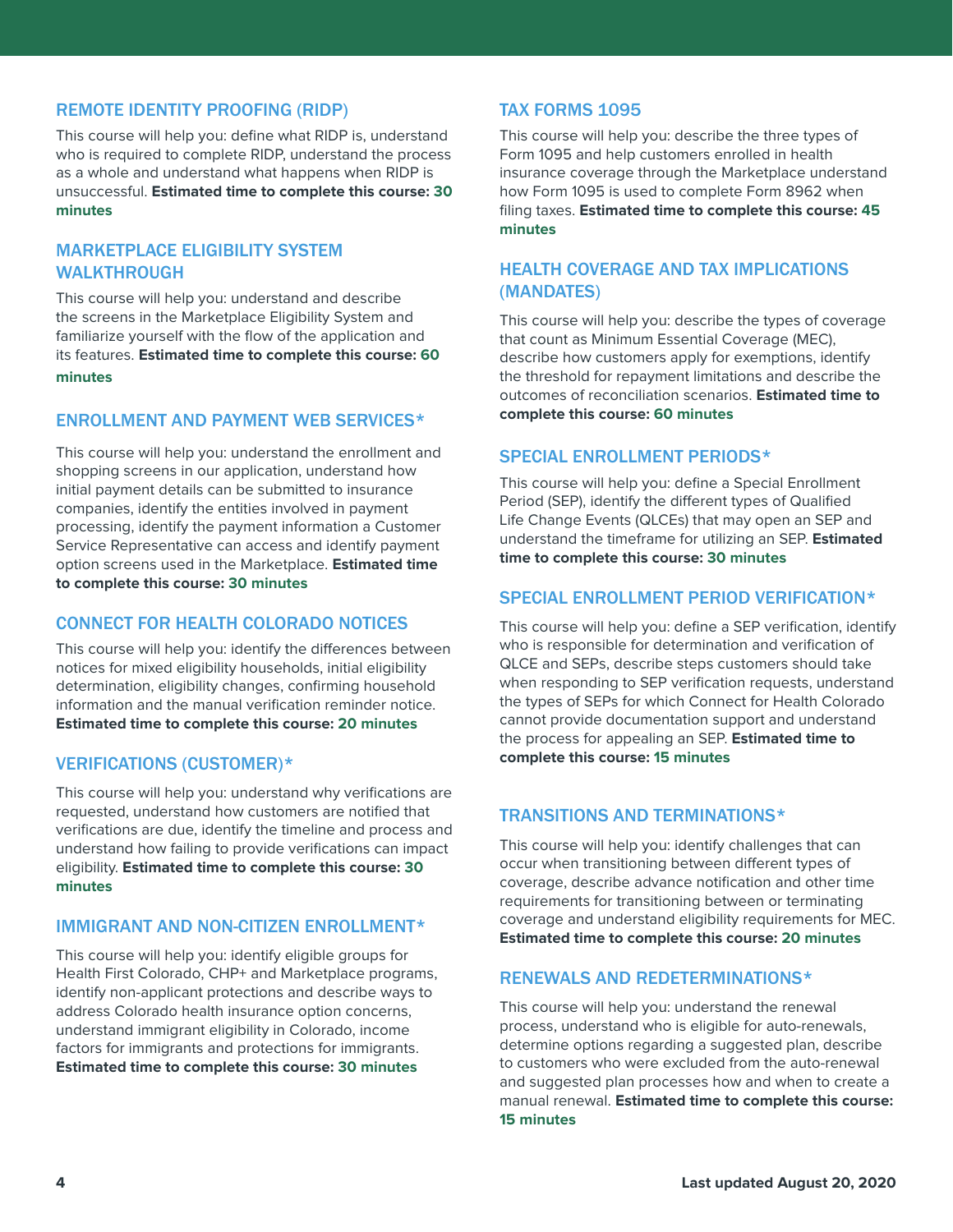### REMOTE IDENTITY PROOFING (RIDP)

This course will help you: define what RIDP is, understand who is required to complete RIDP, understand the process as a whole and understand what happens when RIDP is unsuccessful. **Estimated time to complete this course: 30 minutes**

### MARKETPLACE ELIGIBILITY SYSTEM WALKTHROUGH

This course will help you: understand and describe the screens in the Marketplace Eligibility System and familiarize yourself with the flow of the application and its features. **Estimated time to complete this course: 60 minutes**

### ENROLLMENT AND PAYMENT WEB SERVICES*

This course will help you: understand the enrollment and shopping screens in our application, understand how initial payment details can be submitted to insurance companies, identify the entities involved in payment processing, identify the payment information a Customer Service Representative can access and identify payment option screens used in the Marketplace. **Estimated time to complete this course: 30 minutes**

### CONNECT FOR HEALTH COLORADO NOTICES

This course will help you: identify the differences between notices for mixed eligibility households, initial eligibility determination, eligibility changes, confirming household information and the manual verification reminder notice. **Estimated time to complete this course: 20 minutes**

### VERIFICATIONS (CUSTOMER)*

This course will help you: understand why verifications are requested, understand how customers are notified that verifications are due, identify the timeline and process and understand how failing to provide verifications can impact eligibility. **Estimated time to complete this course: 30 minutes**

### IMMIGRANT AND NON-CITIZEN ENROLLMENT*

This course will help you: identify eligible groups for Health First Colorado, CHP+ and Marketplace programs, identify non-applicant protections and describe ways to address Colorado health insurance option concerns, understand immigrant eligibility in Colorado, income factors for immigrants and protections for immigrants. **Estimated time to complete this course: 30 minutes**

### TAX FORMS 1095

This course will help you: describe the three types of Form 1095 and help customers enrolled in health insurance coverage through the Marketplace understand how Form 1095 is used to complete Form 8962 when filing taxes. **Estimated time to complete this course: 45 minutes**

### HEALTH COVERAGE AND TAX IMPLICATIONS (MANDATES)

This course will help you: describe the types of coverage that count as Minimum Essential Coverage (MEC), describe how customers apply for exemptions, identify the threshold for repayment limitations and describe the outcomes of reconciliation scenarios. **Estimated time to complete this course: 60 minutes**

### SPECIAL ENROLLMENT PERIODS*

This course will help you: define a Special Enrollment Period (SEP), identify the different types of Qualified Life Change Events (QLCEs) that may open an SEP and understand the timeframe for utilizing an SEP. **Estimated time to complete this course: 30 minutes**

### SPECIAL ENROLLMENT PERIOD VERIFICATION*

This course will help you: define a SEP verification, identify who is responsible for determination and verification of QLCE and SEPs, describe steps customers should take when responding to SEP verification requests, understand the types of SEPs for which Connect for Health Colorado cannot provide documentation support and understand the process for appealing an SEP. **Estimated time to complete this course: 15 minutes**

### TRANSITIONS AND TERMINATIONS*

This course will help you: identify challenges that can occur when transitioning between different types of coverage, describe advance notification and other time requirements for transitioning between or terminating coverage and understand eligibility requirements for MEC. **Estimated time to complete this course: 20 minutes**

### RENEWALS AND REDETERMINATIONS*

This course will help you: understand the renewal process, understand who is eligible for auto-renewals, determine options regarding a suggested plan, describe to customers who were excluded from the auto-renewal and suggested plan processes how and when to create a manual renewal. **Estimated time to complete this course: 15 minutes**

**Last updated August 20, 2020**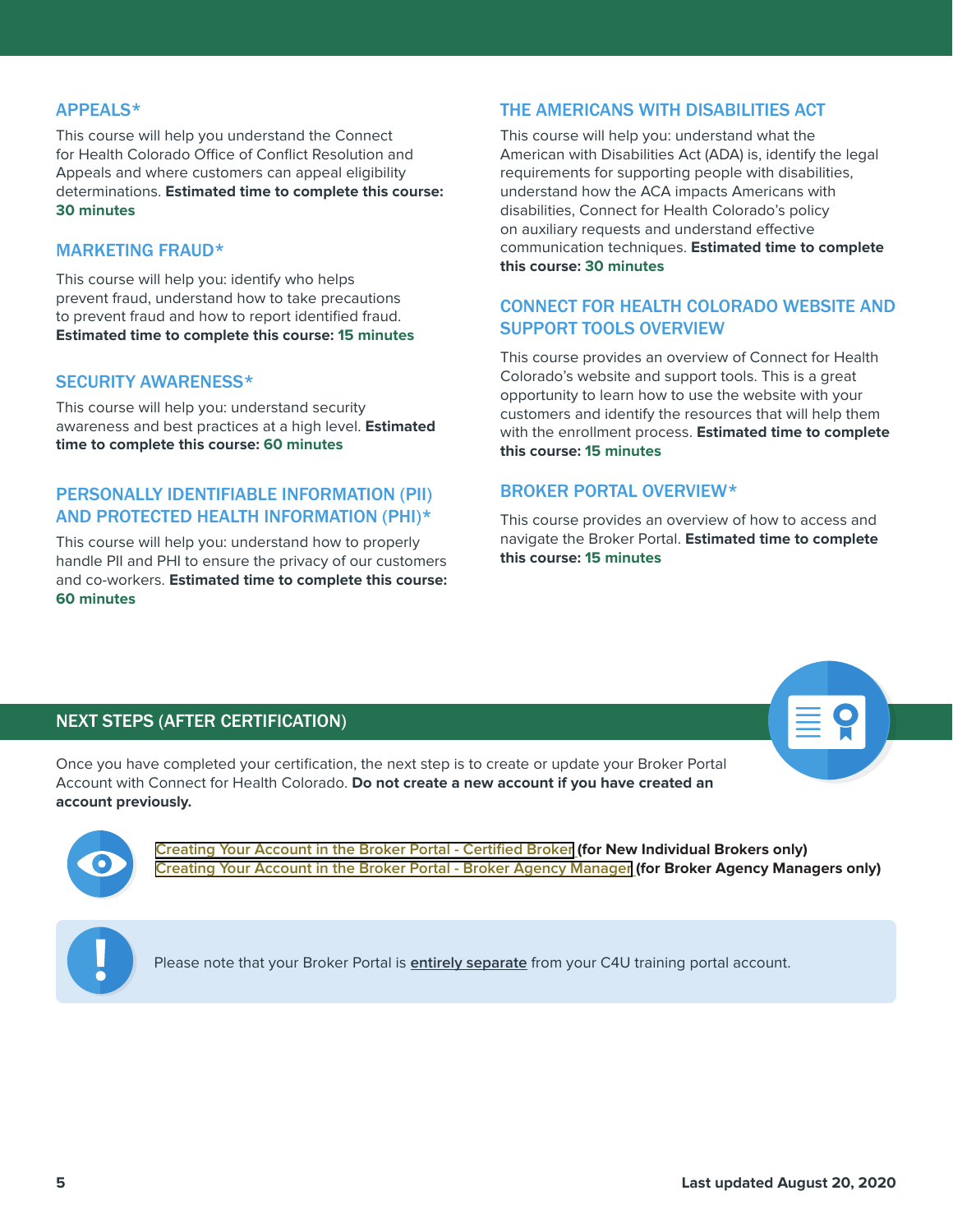## APPEALS*

This course will help you understand the Connect for Health Colorado Office of Conflict Resolution and Appeals and where customers can appeal eligibility determinations. **Estimated time to complete this course: 30 minutes**

## MARKETING FRAUD*

This course will help you: identify who helps prevent fraud, understand how to take precautions to prevent fraud and how to report identified fraud. **Estimated time to complete this course: 15 minutes**

## SECURITY AWARENESS*

This course will help you: understand security awareness and best practices at a high level. **Estimated time to complete this course: 60 minutes**

## PERSONALLY IDENTIFIABLE INFORMATION (PII) AND PROTECTED HEALTH INFORMATION (PHI)*

This course will help you: understand how to properly handle PII and PHI to ensure the privacy of our customers and co-workers. **Estimated time to complete this course: 60 minutes**

## THE AMERICANS WITH DISABILITIES ACT

This course will help you: understand what the American with Disabilities Act (ADA) is, identify the legal requirements for supporting people with disabilities, understand how the ACA impacts Americans with disabilities, Connect for Health Colorado's policy on auxiliary requests and understand effective communication techniques. **Estimated time to complete this course: 30 minutes**

## CONNECT FOR HEALTH COLORADO WEBSITE AND SUPPORT TOOLS OVERVIEW

This course provides an overview of Connect for Health Colorado's website and support tools. This is a great opportunity to learn how to use the website with your customers and identify the resources that will help them with the enrollment process. **Estimated time to complete this course: 15 minutes**

## BROKER PORTAL OVERVIEW*

This course provides an overview of how to access and navigate the Broker Portal. **Estimated time to complete this course: 15 minutes**

## NEXT STEPS (AFTER CERTIFICATION)

Once you have completed your certification, the next step is to create or update your Broker Portal Account with Connect for Health Colorado. **Do not create a new account if you have created an account previously.**

Creating Your Account in the Broker Portal - Certified Broker **(for New Individual Brokers only)**
Creating Your Account in the Broker Portal - Broker Agency Manager **(for Broker Agency Managers only)**

Please note that your Broker Portal is **entirely separate** from your C4U training portal account.

Last updated August 20, 2020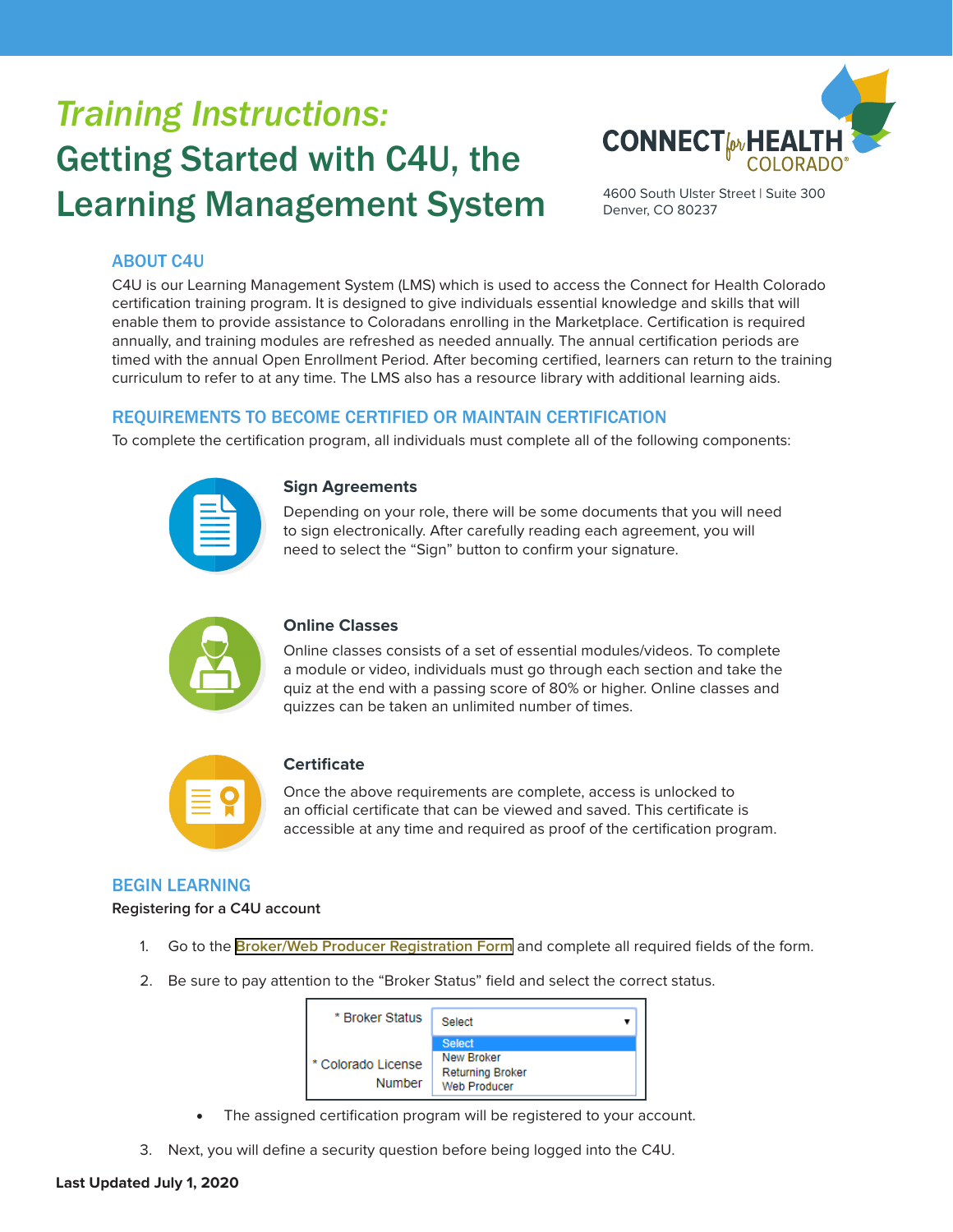# *Training Instructions:*
# Getting Started with C4U, the Learning Management System

CONNECT for HEALTH COLORADO®

4600 South Ulster Street | Suite 300
Denver, CO 80237

## ABOUT C4U

C4U is our Learning Management System (LMS) which is used to access the Connect for Health Colorado certification training program. It is designed to give individuals essential knowledge and skills that will enable them to provide assistance to Coloradans enrolling in the Marketplace. Certification is required annually, and training modules are refreshed as needed annually. The annual certification periods are timed with the annual Open Enrollment Period. After becoming certified, learners can return to the training curriculum to refer to at any time. The LMS also has a resource library with additional learning aids.

## REQUIREMENTS TO BECOME CERTIFIED OR MAINTAIN CERTIFICATION

To complete the certification program, all individuals must complete all of the following components:

### Sign Agreements

Depending on your role, there will be some documents that you will need to sign electronically. After carefully reading each agreement, you will need to select the "Sign" button to confirm your signature.

### Online Classes

Online classes consists of a set of essential modules/videos. To complete a module or video, individuals must go through each section and take the quiz at the end with a passing score of 80% or higher. Online classes and quizzes can be taken an unlimited number of times.

### Certificate

Once the above requirements are complete, access is unlocked to an official certificate that can be viewed and saved. This certificate is accessible at any time and required as proof of the certification program.

## BEGIN LEARNING

**Registering for a C4U account**

1. Go to the Broker/Web Producer Registration Form and complete all required fields of the form.
2. Be sure to pay attention to the "Broker Status" field and select the correct status.

   * Broker Status: Select ▾
     - Select
     - New Broker
     - Returning Broker
     - Web Producer

   * Colorado License Number

   - The assigned certification program will be registered to your account.
3. Next, you will define a security question before being logged into the C4U.

**Last Updated July 1, 2020**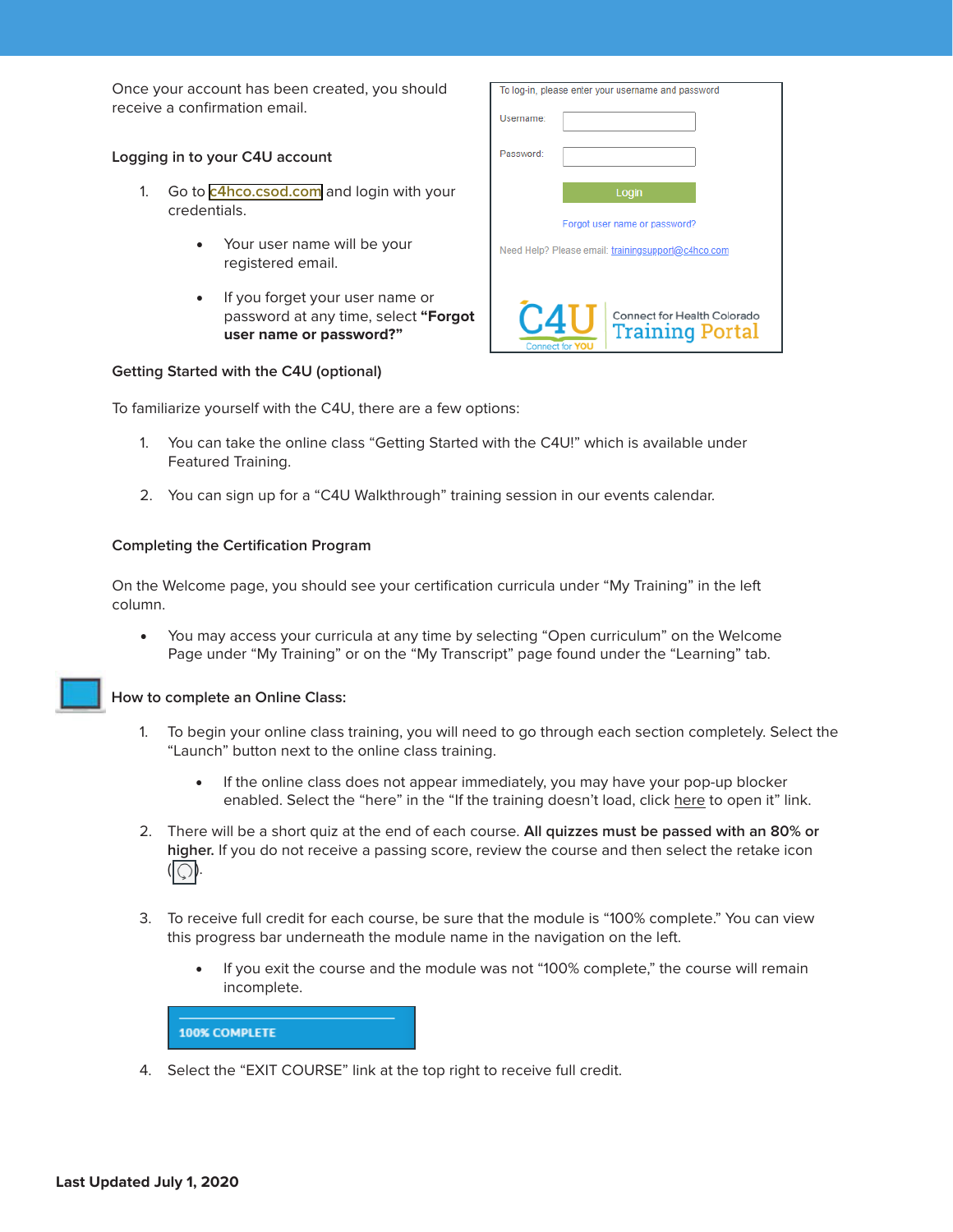Once your account has been created, you should receive a confirmation email.

### Logging in to your C4U account

1. Go to c4hco.csod.com and login with your credentials.
   - Your user name will be your registered email.
   - If you forget your user name or password at any time, select **"Forgot user name or password?"**

To log-in, please enter your username and password

Username:

Password:

Login

Forgot user name or password?

Need Help? Please email: trainingsupport@c4hco.com

C4U Connect for YOU

Connect for Health Colorado Training Portal

### Getting Started with the C4U (optional)

To familiarize yourself with the C4U, there are a few options:

1. You can take the online class "Getting Started with the C4U!" which is available under Featured Training.
2. You can sign up for a "C4U Walkthrough" training session in our events calendar.

### Completing the Certification Program

On the Welcome page, you should see your certification curricula under "My Training" in the left column.

- You may access your curricula at any time by selecting "Open curriculum" on the Welcome Page under "My Training" or on the "My Transcript" page found under the "Learning" tab.

### How to complete an Online Class:

1. To begin your online class training, you will need to go through each section completely. Select the "Launch" button next to the online class training.
   - If the online class does not appear immediately, you may have your pop-up blocker enabled. Select the "here" in the "If the training doesn't load, click here to open it" link.
2. There will be a short quiz at the end of each course. **All quizzes must be passed with an 80% or higher.** If you do not receive a passing score, review the course and then select the retake icon ( ).
3. To receive full credit for each course, be sure that the module is "100% complete." You can view this progress bar underneath the module name in the navigation on the left.
   - If you exit the course and the module was not "100% complete," the course will remain incomplete.

   100% COMPLETE

4. Select the "EXIT COURSE" link at the top right to receive full credit.

**Last Updated July 1, 2020**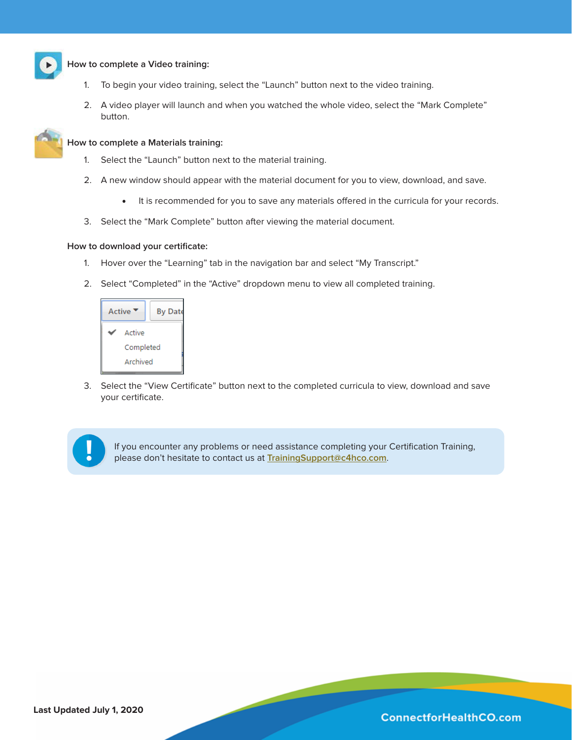### How to complete a Video training:

1. To begin your video training, select the "Launch" button next to the video training.
2. A video player will launch and when you watched the whole video, select the "Mark Complete" button.

### How to complete a Materials training:

1. Select the "Launch" button next to the material training.
2. A new window should appear with the material document for you to view, download, and save.
   - It is recommended for you to save any materials offered in the curricula for your records.
3. Select the "Mark Complete" button after viewing the material document.

### How to download your certificate:

1. Hover over the "Learning" tab in the navigation bar and select "My Transcript."
2. Select "Completed" in the "Active" dropdown menu to view all completed training.

   Active ▾ | By Date
   - ✔ Active
   - Completed
   - Archived

3. Select the "View Certificate" button next to the completed curricula to view, download and save your certificate.

> **!** If you encounter any problems or need assistance completing your Certification Training, please don't hesitate to contact us at TrainingSupport@c4hco.com.

**Last Updated July 1, 2020**

ConnectforHealthCO.com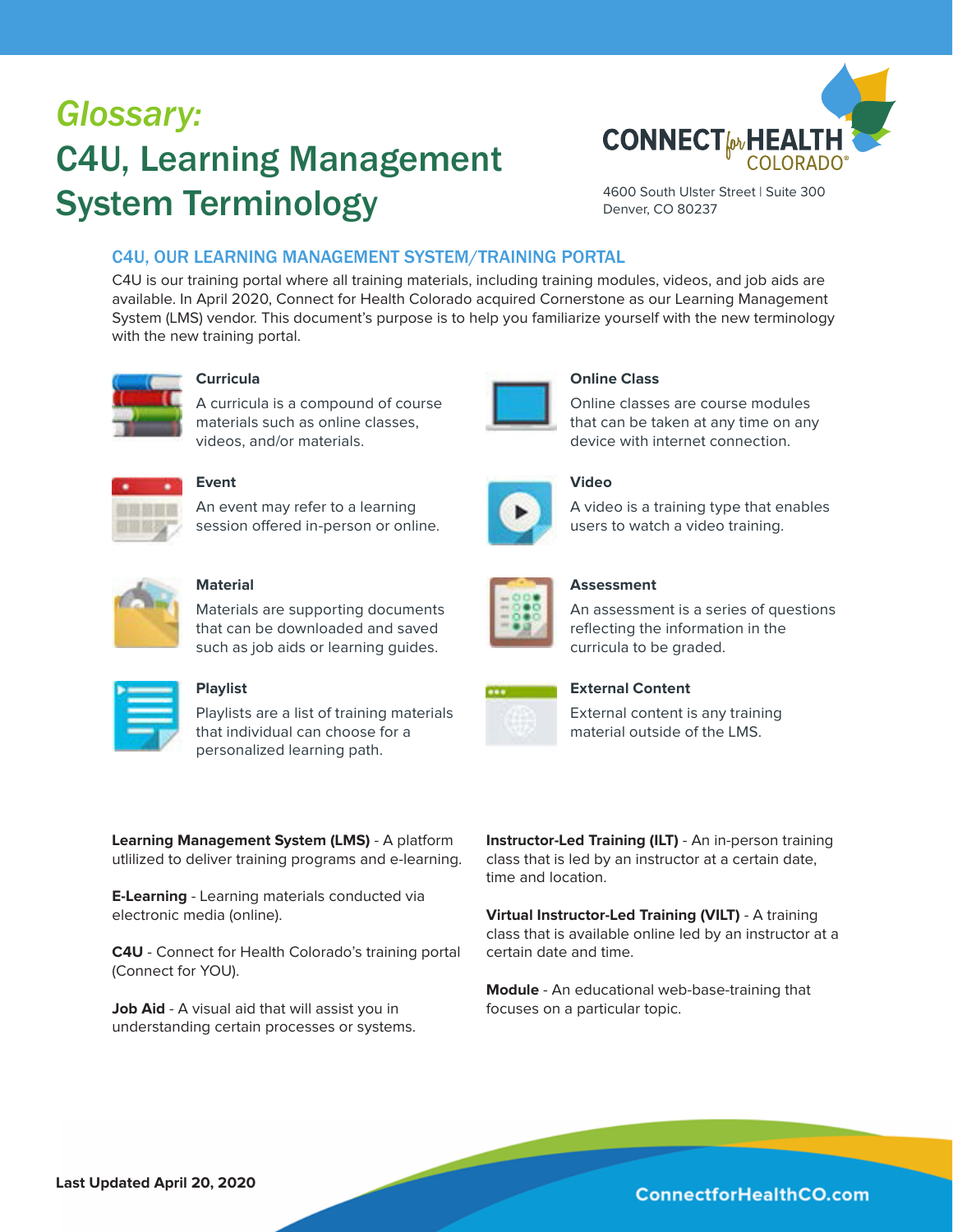# *Glossary:*
# C4U, Learning Management System Terminology

4600 South Ulster Street | Suite 300
Denver, CO 80237

## C4U, OUR LEARNING MANAGEMENT SYSTEM/TRAINING PORTAL

C4U is our training portal where all training materials, including training modules, videos, and job aids are available. In April 2020, Connect for Health Colorado acquired Cornerstone as our Learning Management System (LMS) vendor. This document's purpose is to help you familiarize yourself with the new terminology with the new training portal.

**Curricula**
A curricula is a compound of course materials such as online classes, videos, and/or materials.

**Event**
An event may refer to a learning session offered in-person or online.

**Material**
Materials are supporting documents that can be downloaded and saved such as job aids or learning guides.

**Playlist**
Playlists are a list of training materials that individual can choose for a personalized learning path.

**Online Class**
Online classes are course modules that can be taken at any time on any device with internet connection.

**Video**
A video is a training type that enables users to watch a video training.

**Assessment**
An assessment is a series of questions reflecting the information in the curricula to be graded.

**External Content**
External content is any training material outside of the LMS.

**Learning Management System (LMS)** - A platform utlilized to deliver training programs and e-learning.

**E-Learning** - Learning materials conducted via electronic media (online).

**C4U** - Connect for Health Colorado's training portal (Connect for YOU).

**Job Aid** - A visual aid that will assist you in understanding certain processes or systems.

**Instructor-Led Training (ILT)** - An in-person training class that is led by an instructor at a certain date, time and location.

**Virtual Instructor-Led Training (VILT)** - A training class that is available online led by an instructor at a certain date and time.

**Module** - An educational web-base-training that focuses on a particular topic.

**Last Updated April 20, 2020**

ConnectforHealthCO.com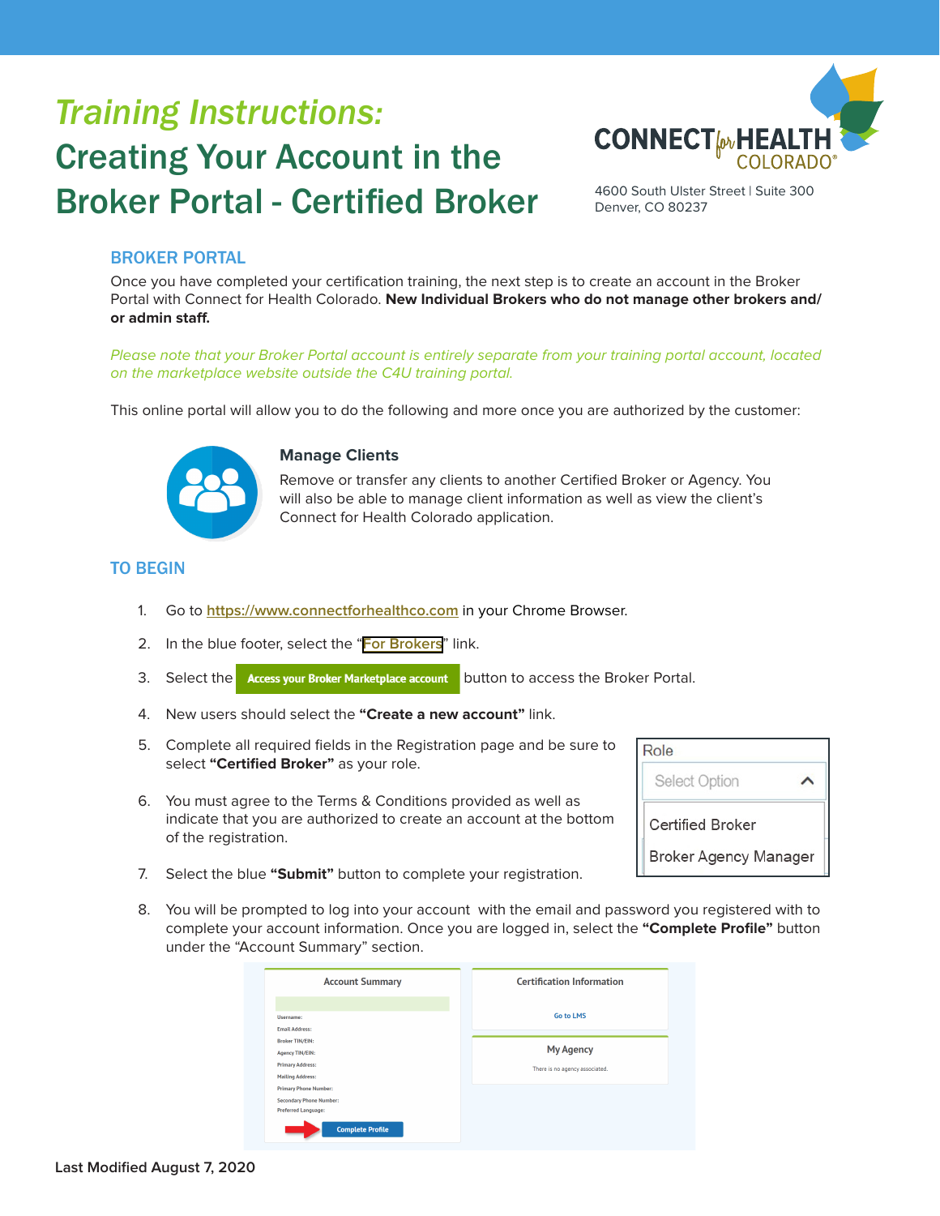# *Training Instructions:*
# Creating Your Account in the Broker Portal - Certified Broker

4600 South Ulster Street | Suite 300
Denver, CO 80237

## BROKER PORTAL

Once you have completed your certification training, the next step is to create an account in the Broker Portal with Connect for Health Colorado. **New Individual Brokers who do not manage other brokers and/or admin staff.**

*Please note that your Broker Portal account is entirely separate from your training portal account, located on the marketplace website outside the C4U training portal.*

This online portal will allow you to do the following and more once you are authorized by the customer:

### Manage Clients

Remove or transfer any clients to another Certified Broker or Agency. You will also be able to manage client information as well as view the client's Connect for Health Colorado application.

## TO BEGIN

1. Go to https://www.connectforhealthco.com in your Chrome Browser.
2. In the blue footer, select the "For Brokers" link.
3. Select the **Access your Broker Marketplace account** button to access the Broker Portal.
4. New users should select the **"Create a new account"** link.
5. Complete all required fields in the Registration page and be sure to select **"Certified Broker"** as your role.
6. You must agree to the Terms & Conditions provided as well as indicate that you are authorized to create an account at the bottom of the registration.
7. Select the blue **"Submit"** button to complete your registration.
8. You will be prompted to log into your account with the email and password you registered with to complete your account information. Once you are logged in, select the **"Complete Profile"** button under the "Account Summary" section.

Last Modified August 7, 2020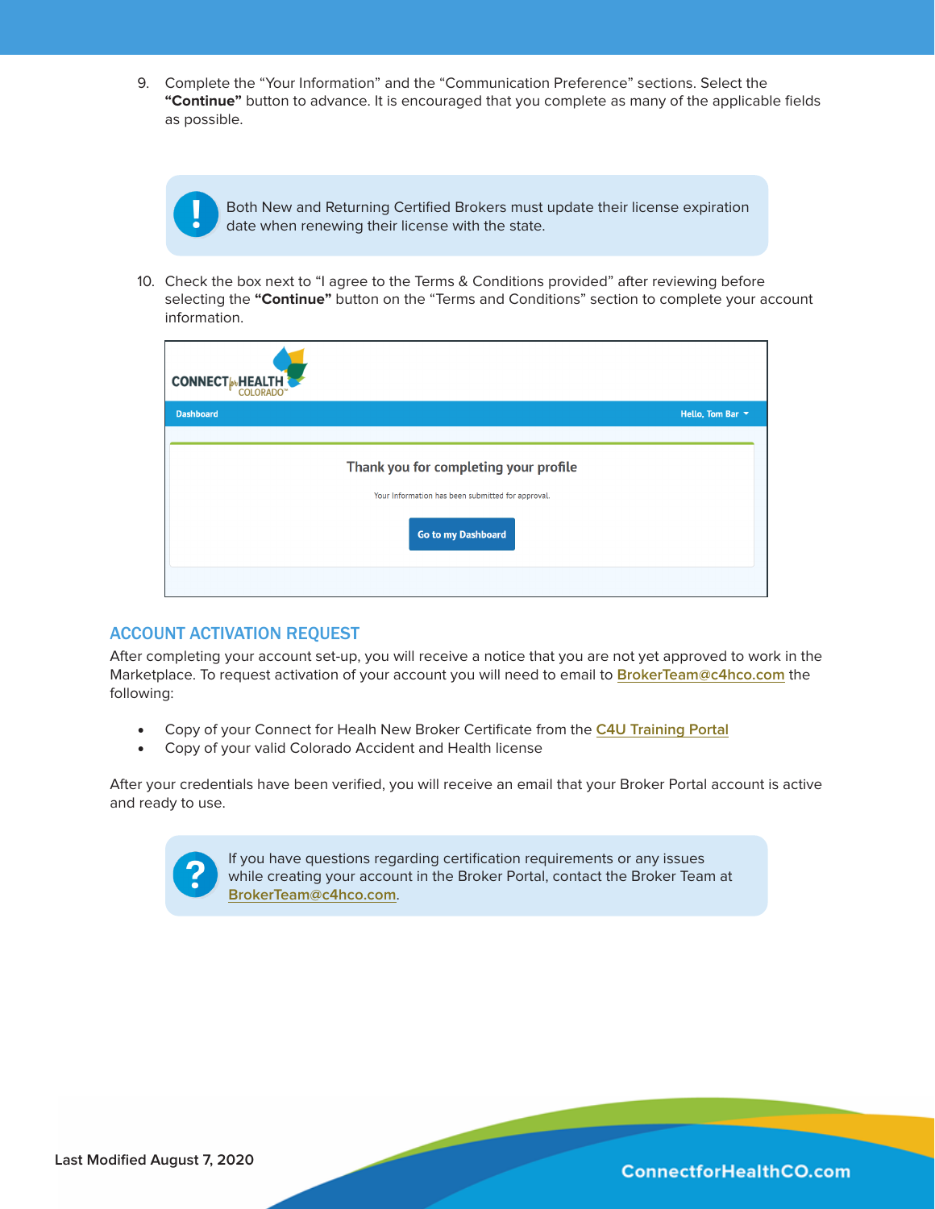9. Complete the "Your Information" and the "Communication Preference" sections. Select the **"Continue"** button to advance. It is encouraged that you complete as many of the applicable fields as possible.

> Both New and Returning Certified Brokers must update their license expiration date when renewing their license with the state.

10. Check the box next to "I agree to the Terms & Conditions provided" after reviewing before selecting the **"Continue"** button on the "Terms and Conditions" section to complete your account information.

## ACCOUNT ACTIVATION REQUEST

After completing your account set-up, you will receive a notice that you are not yet approved to work in the Marketplace. To request activation of your account you will need to email to BrokerTeam@c4hco.com the following:

- Copy of your Connect for Healh New Broker Certificate from the C4U Training Portal
- Copy of your valid Colorado Accident and Health license

After your credentials have been verified, you will receive an email that your Broker Portal account is active and ready to use.

> If you have questions regarding certification requirements or any issues while creating your account in the Broker Portal, contact the Broker Team at BrokerTeam@c4hco.com.

Last Modified August 7, 2020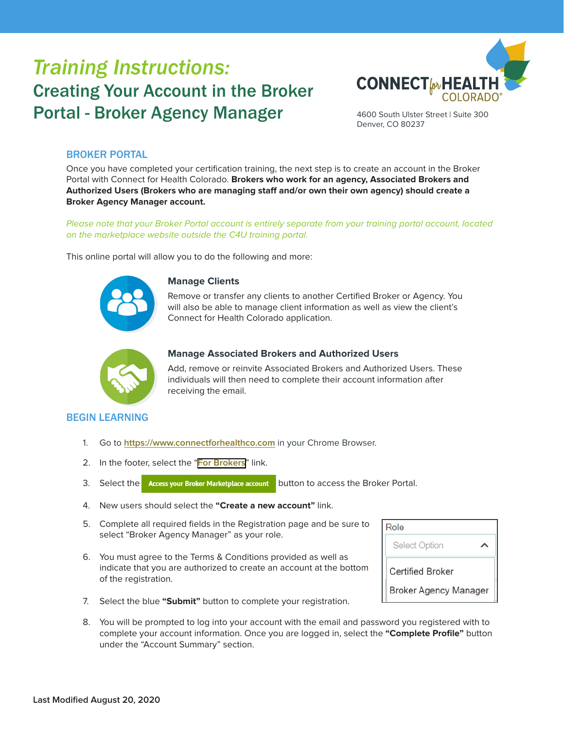# *Training Instructions:*

## Creating Your Account in the Broker Portal - Broker Agency Manager

CONNECT for HEALTH COLORADO®

4600 South Ulster Street | Suite 300
Denver, CO 80237

### BROKER PORTAL

Once you have completed your certification training, the next step is to create an account in the Broker Portal with Connect for Health Colorado. **Brokers who work for an agency, Associated Brokers and Authorized Users (Brokers who are managing staff and/or own their own agency) should create a Broker Agency Manager account.**

*Please note that your Broker Portal account is entirely separate from your training portal account, located on the marketplace website outside the C4U training portal.*

This online portal will allow you to do the following and more:

**Manage Clients**

Remove or transfer any clients to another Certified Broker or Agency. You will also be able to manage client information as well as view the client's Connect for Health Colorado application.

**Manage Associated Brokers and Authorized Users**

Add, remove or reinvite Associated Brokers and Authorized Users. These individuals will then need to complete their account information after receiving the email.

### BEGIN LEARNING

1. Go to https://www.connectforhealthco.com in your Chrome Browser.
2. In the footer, select the "For Brokers" link.
3. Select the **Access your Broker Marketplace account** button to access the Broker Portal.
4. New users should select the **"Create a new account"** link.
5. Complete all required fields in the Registration page and be sure to select "Broker Agency Manager" as your role.
6. You must agree to the Terms & Conditions provided as well as indicate that you are authorized to create an account at the bottom of the registration.
7. Select the blue **"Submit"** button to complete your registration.
8. You will be prompted to log into your account with the email and password you registered with to complete your account information. Once you are logged in, select the **"Complete Profile"** button under the "Account Summary" section.

Role
Select Option
Certified Broker
Broker Agency Manager

**Last Modified August 20, 2020**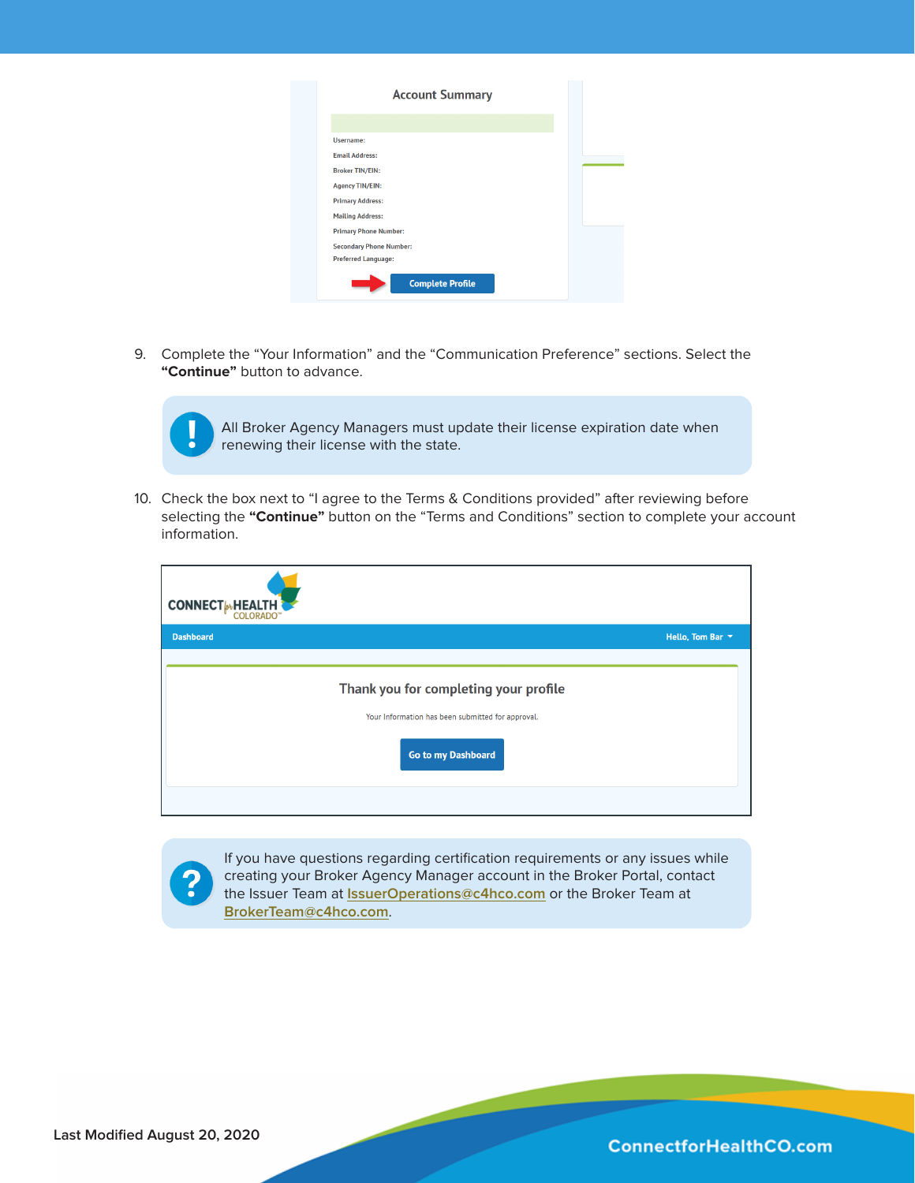9. Complete the “Your Information” and the “Communication Preference” sections. Select the **“Continue”** button to advance.

All Broker Agency Managers must update their license expiration date when renewing their license with the state.

10. Check the box next to “I agree to the Terms & Conditions provided” after reviewing before selecting the **“Continue”** button on the “Terms and Conditions” section to complete your account information.

If you have questions regarding certification requirements or any issues while creating your Broker Agency Manager account in the Broker Portal, contact the Issuer Team at IssuerOperations@c4hco.com or the Broker Team at BrokerTeam@c4hco.com.

Last Modified August 20, 2020